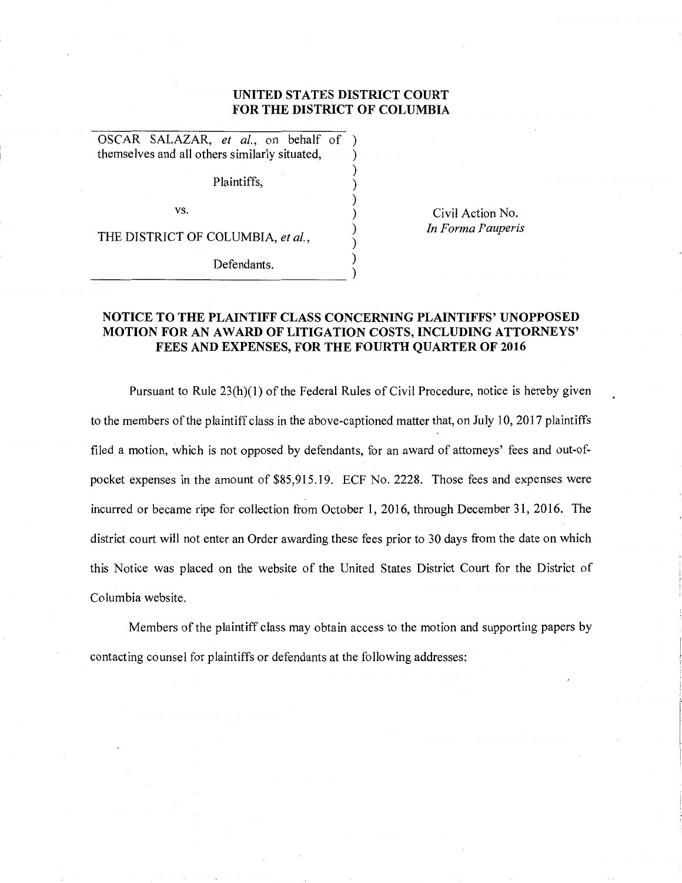**UNITED STATES DISTRICT COURT**
**FOR THE DISTRICT OF COLUMBIA**

| | |
|---|---|
| OSCAR SALAZAR, *et al.*, on behalf of themselves and all others similarly situated, | |
| Plaintiffs, | |
| vs. | Civil Action No. *In Forma Pauperis* |
| THE DISTRICT OF COLUMBIA, *et al.*, | |
| Defendants. | |

**NOTICE TO THE PLAINTIFF CLASS CONCERNING PLAINTIFFS' UNOPPOSED MOTION FOR AN AWARD OF LITIGATION COSTS, INCLUDING ATTORNEYS' FEES AND EXPENSES, FOR THE FOURTH QUARTER OF 2016**

Pursuant to Rule 23(h)(1) of the Federal Rules of Civil Procedure, notice is hereby given to the members of the plaintiff class in the above-captioned matter that, on July 10, 2017 plaintiffs filed a motion, which is not opposed by defendants, for an award of attorneys' fees and out-of-pocket expenses in the amount of $85,915.19. ECF No. 2228. Those fees and expenses were incurred or became ripe for collection from October 1, 2016, through December 31, 2016. The district court will not enter an Order awarding these fees prior to 30 days from the date on which this Notice was placed on the website of the United States District Court for the District of Columbia website.

Members of the plaintiff class may obtain access to the motion and supporting papers by contacting counsel for plaintiffs or defendants at the following addresses: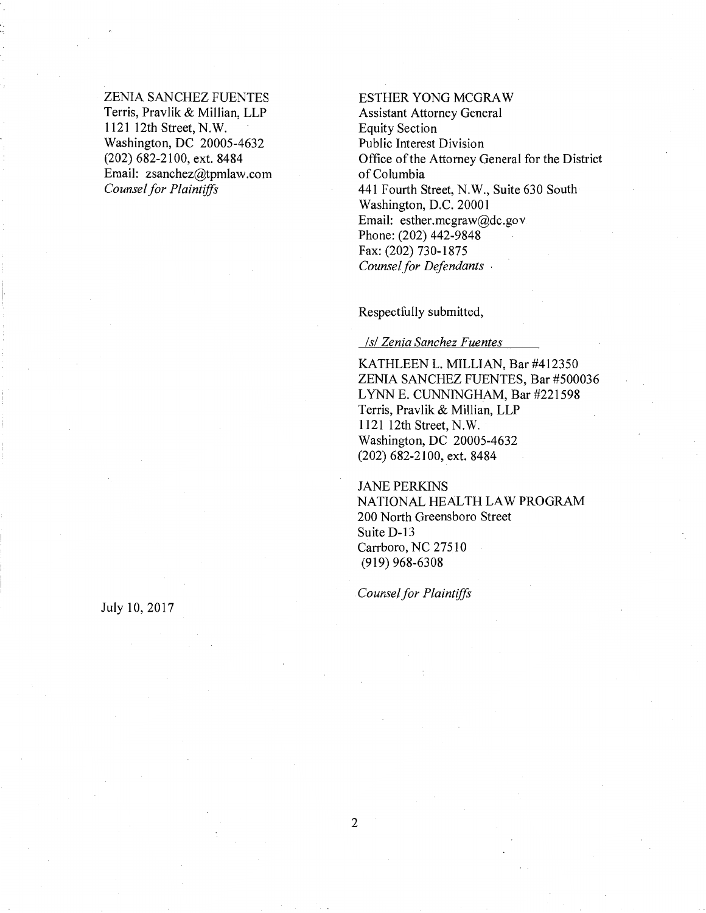ZENIA SANCHEZ FUENTES
Terris, Pravlik & Millian, LLP
1121 12th Street, N.W.
Washington, DC 20005-4632
(202) 682-2100, ext. 8484
Email: zsanchez@tpmlaw.com
*Counsel for Plaintiffs*

ESTHER YONG MCGRAW
Assistant Attorney General
Equity Section
Public Interest Division
Office of the Attorney General for the District of Columbia
441 Fourth Street, N.W., Suite 630 South
Washington, D.C. 20001
Email: esther.mcgraw@dc.gov
Phone: (202) 442-9848
Fax: (202) 730-1875
*Counsel for Defendants*

Respectfully submitted,

*/s/ Zenia Sanchez Fuentes*

KATHLEEN L. MILLIAN, Bar #412350
ZENIA SANCHEZ FUENTES, Bar #500036
LYNN E. CUNNINGHAM, Bar #221598
Terris, Pravlik & Millian, LLP
1121 12th Street, N.W.
Washington, DC 20005-4632
(202) 682-2100, ext. 8484

JANE PERKINS
NATIONAL HEALTH LAW PROGRAM
200 North Greensboro Street
Suite D-13
Carrboro, NC 27510
(919) 968-6308

*Counsel for Plaintiffs*

July 10, 2017